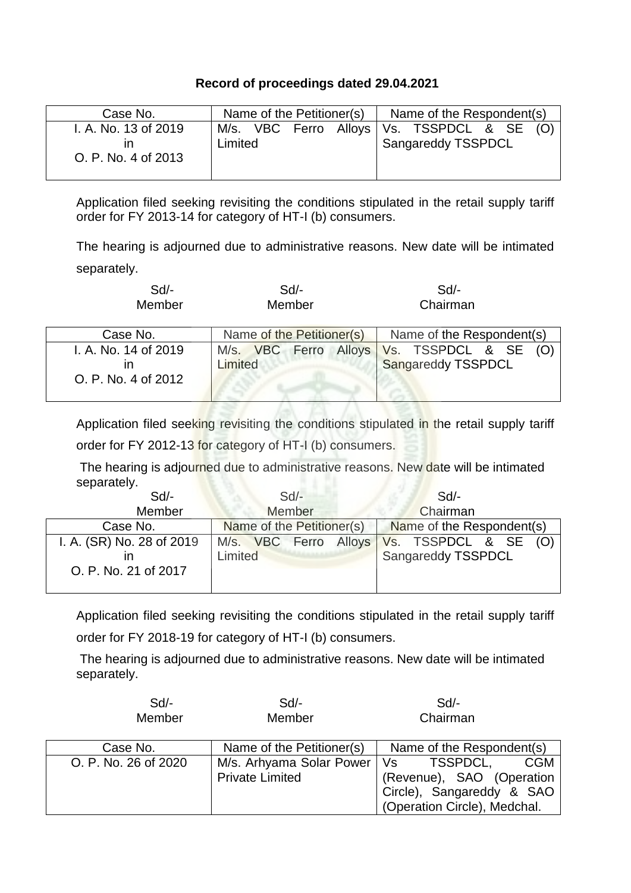**Record of proceedings dated 29.04.2021**

| Case No. | Name of the Petitioner(s) | Name of the Respondent(s) |
|---|---|---|
| I. A. No. 13 of 2019 in O. P. No. 4 of 2013 | M/s. VBC Ferro Alloys Limited | Vs. TSSPDCL & SE (O) Sangareddy TSSPDCL |

Application filed seeking revisiting the conditions stipulated in the retail supply tariff order for FY 2013-14 for category of HT-I (b) consumers.

The hearing is adjourned due to administrative reasons. New date will be intimated separately.

| Sd/- | Sd/- | Sd/- |
|---|---|---|
| Member | Member | Chairman |

| Case No. | Name of the Petitioner(s) | Name of the Respondent(s) |
|---|---|---|
| I. A. No. 14 of 2019 in O. P. No. 4 of 2012 | M/s. VBC Ferro Alloys Limited | Vs. TSSPDCL & SE (O) Sangareddy TSSPDCL |

Application filed seeking revisiting the conditions stipulated in the retail supply tariff order for FY 2012-13 for category of HT-I (b) consumers.

The hearing is adjourned due to administrative reasons. New date will be intimated separately.

| Sd/- | Sd/- | Sd/- |
|---|---|---|
| Member | Member | Chairman |

| Case No. | Name of the Petitioner(s) | Name of the Respondent(s) |
|---|---|---|
| I. A. (SR) No. 28 of 2019 in O. P. No. 21 of 2017 | M/s. VBC Ferro Alloys Limited | Vs. TSSPDCL & SE (O) Sangareddy TSSPDCL |

Application filed seeking revisiting the conditions stipulated in the retail supply tariff order for FY 2018-19 for category of HT-I (b) consumers.

The hearing is adjourned due to administrative reasons. New date will be intimated separately.

| Sd/- | Sd/- | Sd/- |
|---|---|---|
| Member | Member | Chairman |

| Case No. | Name of the Petitioner(s) | Name of the Respondent(s) |
|---|---|---|
| O. P. No. 26 of 2020 | M/s. Arhyama Solar Power Private Limited | Vs TSSPDCL, CGM (Revenue), SAO (Operation Circle), Sangareddy & SAO (Operation Circle), Medchal. |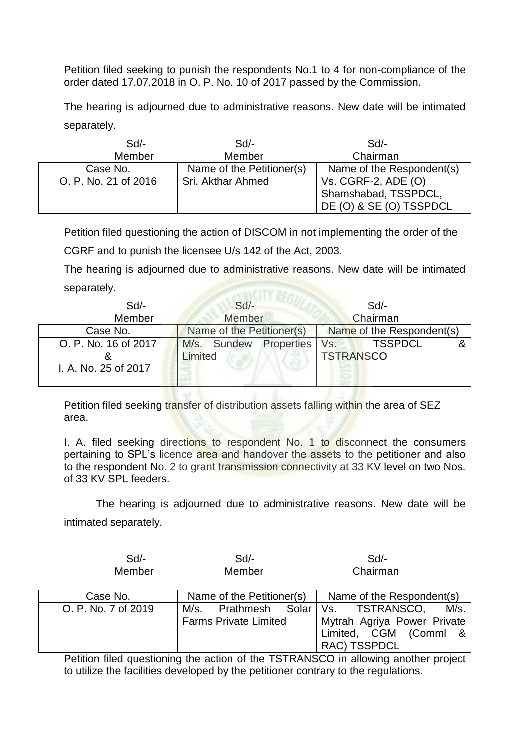Petition filed seeking to punish the respondents No.1 to 4 for non-compliance of the order dated 17.07.2018 in O. P. No. 10 of 2017 passed by the Commission.

The hearing is adjourned due to administrative reasons. New date will be intimated separately.

| Sd/- Member | Sd/- Member | Sd/- Chairman |
|---|---|---|

| Case No. | Name of the Petitioner(s) | Name of the Respondent(s) |
|---|---|---|
| O. P. No. 21 of 2016 | Sri. Akthar Ahmed | Vs. CGRF-2, ADE (O) Shamshabad, TSSPDCL, DE (O) & SE (O) TSSPDCL |

Petition filed questioning the action of DISCOM in not implementing the order of the CGRF and to punish the licensee U/s 142 of the Act, 2003.

The hearing is adjourned due to administrative reasons. New date will be intimated separately.

| Sd/- Member | Sd/- Member | Sd/- Chairman |
|---|---|---|

| Case No. | Name of the Petitioner(s) | Name of the Respondent(s) |
|---|---|---|
| O. P. No. 16 of 2017 & I. A. No. 25 of 2017 | M/s. Sundew Properties Limited | Vs. TSSPDCL & TSTRANSCO |

Petition filed seeking transfer of distribution assets falling within the area of SEZ area.

I. A. filed seeking directions to respondent No. 1 to disconnect the consumers pertaining to SPL's licence area and handover the assets to the petitioner and also to the respondent No. 2 to grant transmission connectivity at 33 KV level on two Nos. of 33 KV SPL feeders.

The hearing is adjourned due to administrative reasons. New date will be intimated separately.

| Sd/- Member | Sd/- Member | Sd/- Chairman |
|---|---|---|

| Case No. | Name of the Petitioner(s) | Name of the Respondent(s) |
|---|---|---|
| O. P. No. 7 of 2019 | M/s. Prathmesh Solar Farms Private Limited | Vs. TSTRANSCO, M/s. Mytrah Agriya Power Private Limited, CGM (Comml & RAC) TSSPDCL |

Petition filed questioning the action of the TSTRANSCO in allowing another project to utilize the facilities developed by the petitioner contrary to the regulations.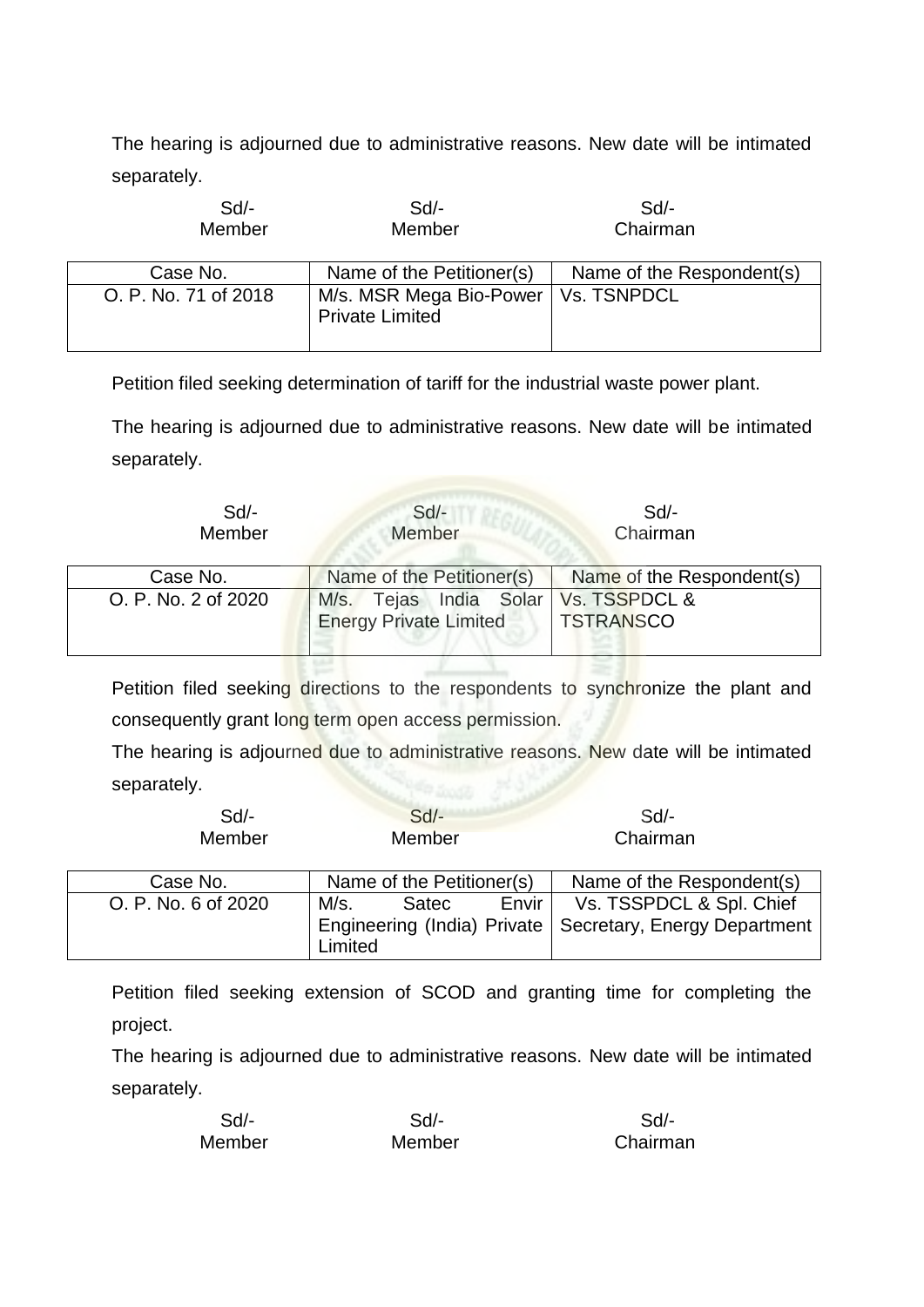The hearing is adjourned due to administrative reasons. New date will be intimated separately.

| Sd/- | Sd/- | Sd/- |
|---|---|---|
| Member | Member | Chairman |

| Case No. | Name of the Petitioner(s) | Name of the Respondent(s) |
|---|---|---|
| O. P. No. 71 of 2018 | M/s. MSR Mega Bio-Power Private Limited | Vs. TSNPDCL |

Petition filed seeking determination of tariff for the industrial waste power plant.

The hearing is adjourned due to administrative reasons. New date will be intimated separately.

| Sd/- | Sd/- | Sd/- |
|---|---|---|
| Member | Member | Chairman |

| Case No. | Name of the Petitioner(s) | Name of the Respondent(s) |
|---|---|---|
| O. P. No. 2 of 2020 | M/s. Tejas India Solar Energy Private Limited | Vs. TSSPDCL & TSTRANSCO |

Petition filed seeking directions to the respondents to synchronize the plant and consequently grant long term open access permission.

The hearing is adjourned due to administrative reasons. New date will be intimated separately.

| Sd/- | Sd/- | Sd/- |
|---|---|---|
| Member | Member | Chairman |

| Case No. | Name of the Petitioner(s) | Name of the Respondent(s) |
|---|---|---|
| O. P. No. 6 of 2020 | M/s. Satec Envir Engineering (India) Private Limited | Vs. TSSPDCL & Spl. Chief Secretary, Energy Department |

Petition filed seeking extension of SCOD and granting time for completing the project.

The hearing is adjourned due to administrative reasons. New date will be intimated separately.

| Sd/- | Sd/- | Sd/- |
|---|---|---|
| Member | Member | Chairman |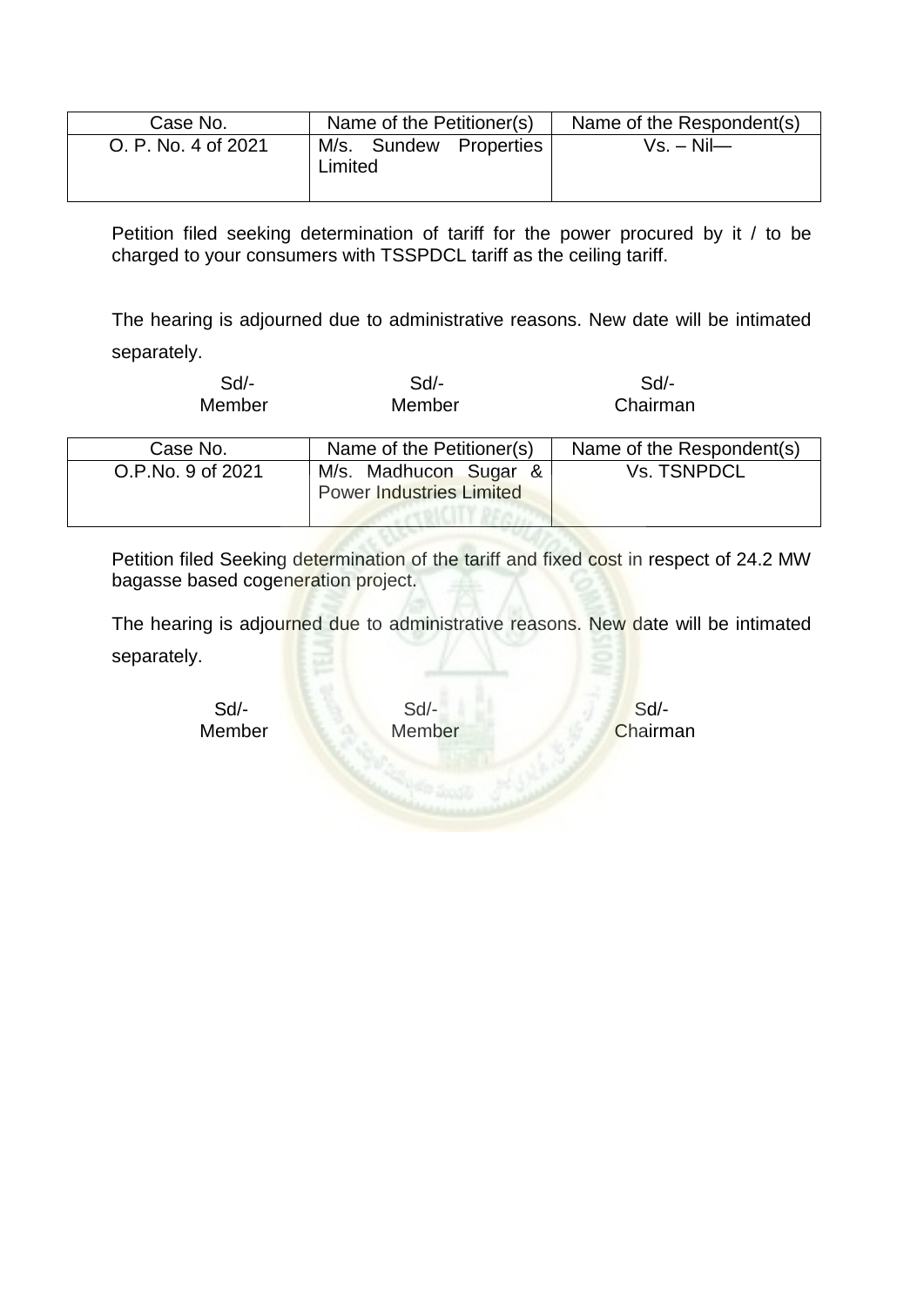| Case No. | Name of the Petitioner(s) | Name of the Respondent(s) |
|---|---|---|
| O. P. No. 4 of 2021 | M/s. Sundew Properties Limited | Vs. – Nil— |

Petition filed seeking determination of tariff for the power procured by it / to be charged to your consumers with TSSPDCL tariff as the ceiling tariff.

The hearing is adjourned due to administrative reasons. New date will be intimated separately.

| Sd/- | Sd/- | Sd/- |
|---|---|---|
| Member | Member | Chairman |

| Case No. | Name of the Petitioner(s) | Name of the Respondent(s) |
|---|---|---|
| O.P.No. 9 of 2021 | M/s. Madhucon Sugar & Power Industries Limited | Vs. TSNPDCL |

Petition filed Seeking determination of the tariff and fixed cost in respect of 24.2 MW bagasse based cogeneration project.

The hearing is adjourned due to administrative reasons. New date will be intimated separately.

| Sd/- | Sd/- | Sd/- |
|---|---|---|
| Member | Member | Chairman |